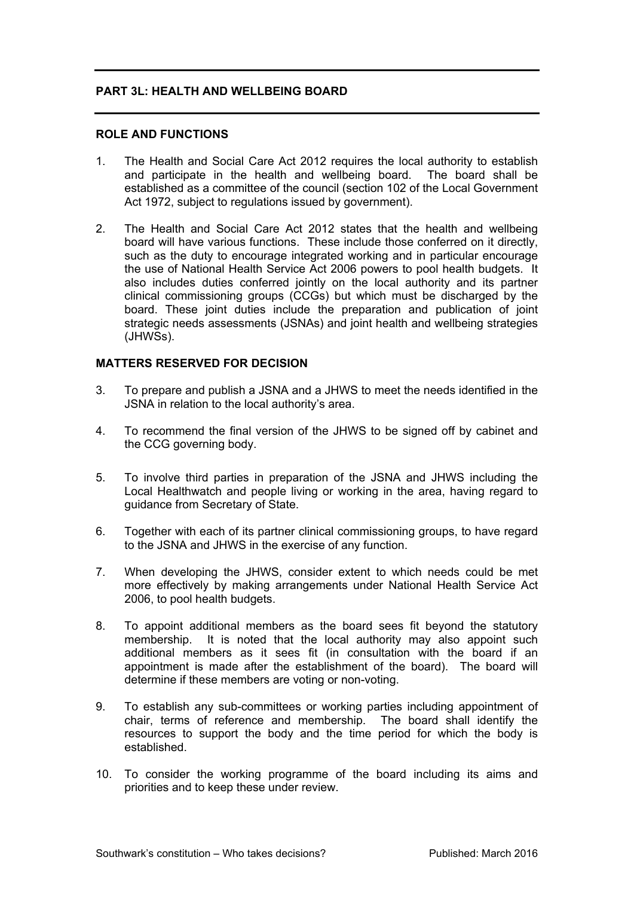## PART 3L: HEALTH AND WELLBEING BOARD

### ROLE AND FUNCTIONS

1. The Health and Social Care Act 2012 requires the local authority to establish and participate in the health and wellbeing board. The board shall be established as a committee of the council (section 102 of the Local Government Act 1972, subject to regulations issued by government).

2. The Health and Social Care Act 2012 states that the health and wellbeing board will have various functions. These include those conferred on it directly, such as the duty to encourage integrated working and in particular encourage the use of National Health Service Act 2006 powers to pool health budgets. It also includes duties conferred jointly on the local authority and its partner clinical commissioning groups (CCGs) but which must be discharged by the board. These joint duties include the preparation and publication of joint strategic needs assessments (JSNAs) and joint health and wellbeing strategies (JHWSs).

### MATTERS RESERVED FOR DECISION

3. To prepare and publish a JSNA and a JHWS to meet the needs identified in the JSNA in relation to the local authority's area.

4. To recommend the final version of the JHWS to be signed off by cabinet and the CCG governing body.

5. To involve third parties in preparation of the JSNA and JHWS including the Local Healthwatch and people living or working in the area, having regard to guidance from Secretary of State.

6. Together with each of its partner clinical commissioning groups, to have regard to the JSNA and JHWS in the exercise of any function.

7. When developing the JHWS, consider extent to which needs could be met more effectively by making arrangements under National Health Service Act 2006, to pool health budgets.

8. To appoint additional members as the board sees fit beyond the statutory membership. It is noted that the local authority may also appoint such additional members as it sees fit (in consultation with the board if an appointment is made after the establishment of the board). The board will determine if these members are voting or non-voting.

9. To establish any sub-committees or working parties including appointment of chair, terms of reference and membership. The board shall identify the resources to support the body and the time period for which the body is established.

10. To consider the working programme of the board including its aims and priorities and to keep these under review.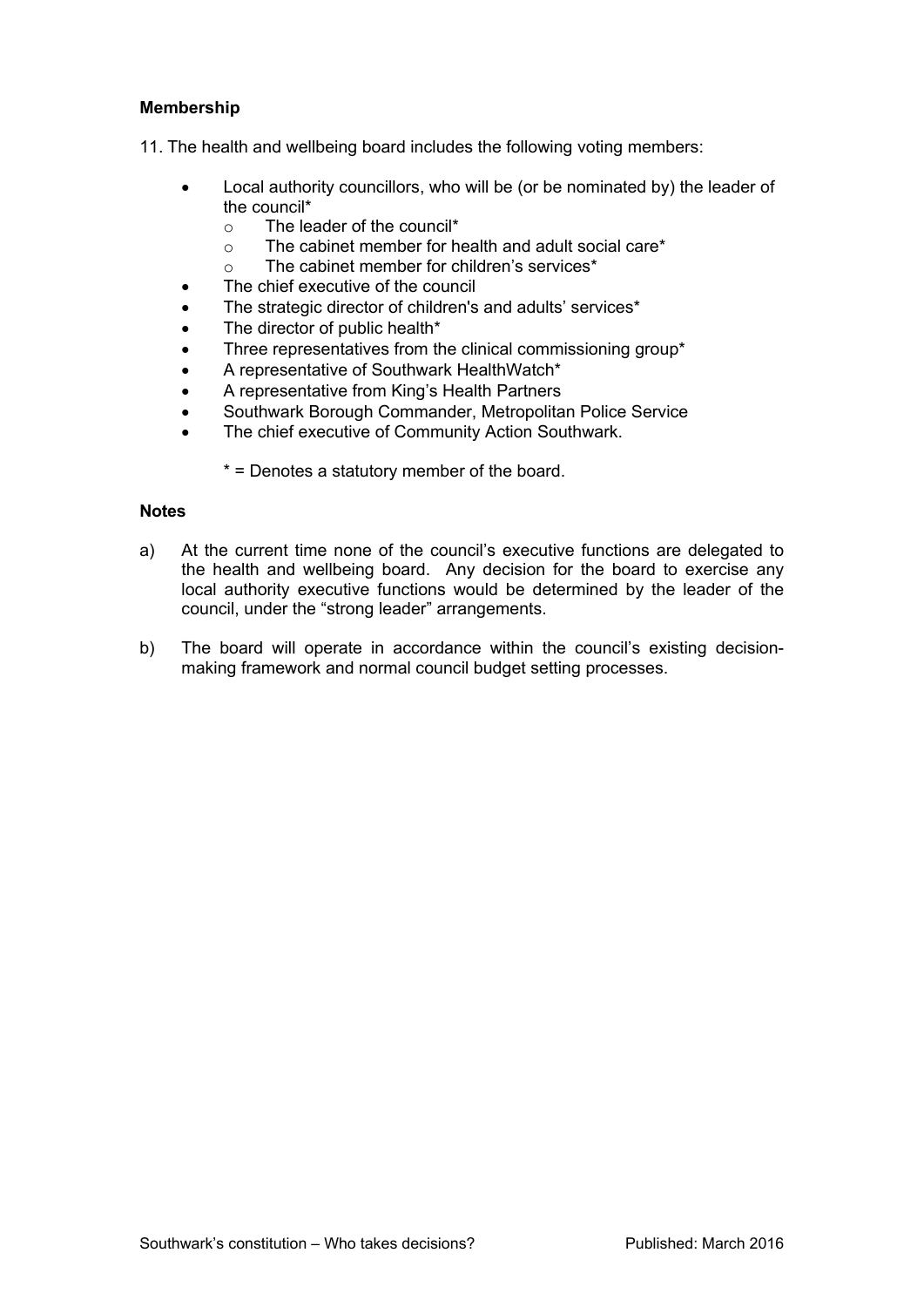### Membership

11. The health and wellbeing board includes the following voting members:

- Local authority councillors, who will be (or be nominated by) the leader of the council*
  - The leader of the council*
  - The cabinet member for health and adult social care*
  - The cabinet member for children's services*
- The chief executive of the council
- The strategic director of children's and adults' services*
- The director of public health*
- Three representatives from the clinical commissioning group*
- A representative of Southwark HealthWatch*
- A representative from King's Health Partners
- Southwark Borough Commander, Metropolitan Police Service
- The chief executive of Community Action Southwark.

  * = Denotes a statutory member of the board.

### Notes

a) At the current time none of the council's executive functions are delegated to the health and wellbeing board. Any decision for the board to exercise any local authority executive functions would be determined by the leader of the council, under the "strong leader" arrangements.

b) The board will operate in accordance within the council's existing decision-making framework and normal council budget setting processes.